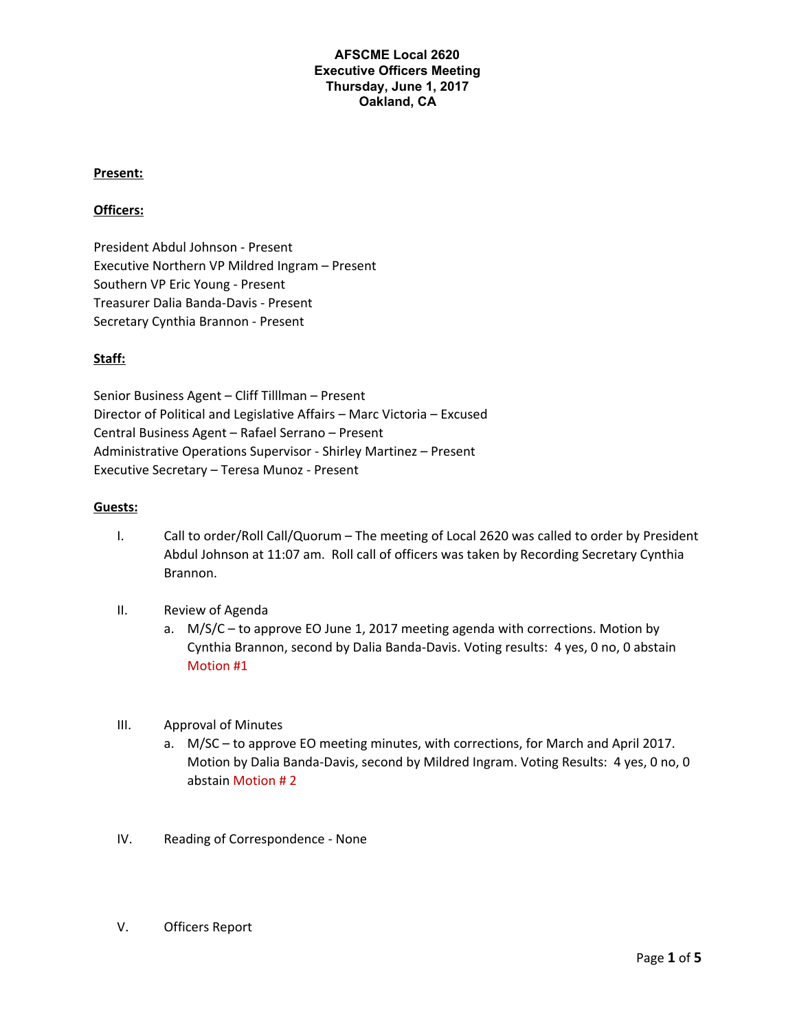**AFSCME Local 2620**
**Executive Officers Meeting**
**Thursday, June 1, 2017**
**Oakland, CA**

**Present:**

**Officers:**

President Abdul Johnson - Present
Executive Northern VP Mildred Ingram – Present
Southern VP Eric Young - Present
Treasurer Dalia Banda-Davis - Present
Secretary Cynthia Brannon - Present

**Staff:**

Senior Business Agent – Cliff Tilllman – Present
Director of Political and Legislative Affairs – Marc Victoria – Excused
Central Business Agent – Rafael Serrano – Present
Administrative Operations Supervisor - Shirley Martinez – Present
Executive Secretary – Teresa Munoz - Present

**Guests:**

I. Call to order/Roll Call/Quorum – The meeting of Local 2620 was called to order by President Abdul Johnson at 11:07 am. Roll call of officers was taken by Recording Secretary Cynthia Brannon.

II. Review of Agenda
   a. M/S/C – to approve EO June 1, 2017 meeting agenda with corrections. Motion by Cynthia Brannon, second by Dalia Banda-Davis. Voting results: 4 yes, 0 no, 0 abstain Motion #1

III. Approval of Minutes
   a. M/SC – to approve EO meeting minutes, with corrections, for March and April 2017. Motion by Dalia Banda-Davis, second by Mildred Ingram. Voting Results: 4 yes, 0 no, 0 abstain Motion # 2

IV. Reading of Correspondence - None

V. Officers Report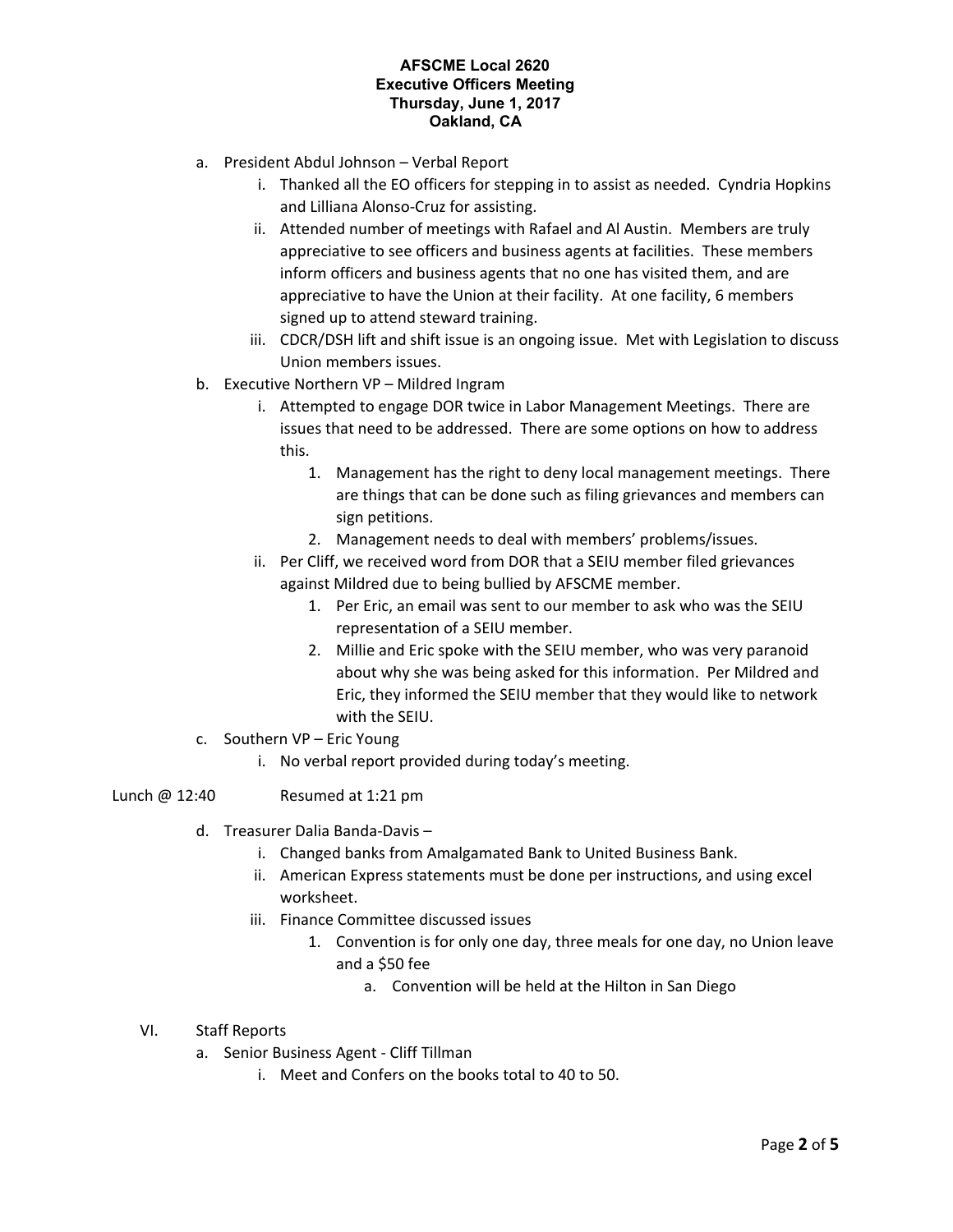**AFSCME Local 2620**
**Executive Officers Meeting**
**Thursday, June 1, 2017**
**Oakland, CA**

- a. President Abdul Johnson – Verbal Report
  - i. Thanked all the EO officers for stepping in to assist as needed. Cyndria Hopkins and Lilliana Alonso-Cruz for assisting.
  - ii. Attended number of meetings with Rafael and Al Austin. Members are truly appreciative to see officers and business agents at facilities. These members inform officers and business agents that no one has visited them, and are appreciative to have the Union at their facility. At one facility, 6 members signed up to attend steward training.
  - iii. CDCR/DSH lift and shift issue is an ongoing issue. Met with Legislation to discuss Union members issues.
- b. Executive Northern VP – Mildred Ingram
  - i. Attempted to engage DOR twice in Labor Management Meetings. There are issues that need to be addressed. There are some options on how to address this.
    1. Management has the right to deny local management meetings. There are things that can be done such as filing grievances and members can sign petitions.
    2. Management needs to deal with members' problems/issues.
  - ii. Per Cliff, we received word from DOR that a SEIU member filed grievances against Mildred due to being bullied by AFSCME member.
    1. Per Eric, an email was sent to our member to ask who was the SEIU representation of a SEIU member.
    2. Millie and Eric spoke with the SEIU member, who was very paranoid about why she was being asked for this information. Per Mildred and Eric, they informed the SEIU member that they would like to network with the SEIU.
- c. Southern VP – Eric Young
  - i. No verbal report provided during today's meeting.

Lunch @ 12:40 Resumed at 1:21 pm

- d. Treasurer Dalia Banda-Davis –
  - i. Changed banks from Amalgamated Bank to United Business Bank.
  - ii. American Express statements must be done per instructions, and using excel worksheet.
  - iii. Finance Committee discussed issues
    1. Convention is for only one day, three meals for one day, no Union leave and a $50 fee
       - a. Convention will be held at the Hilton in San Diego

VI. Staff Reports

- a. Senior Business Agent - Cliff Tillman
  - i. Meet and Confers on the books total to 40 to 50.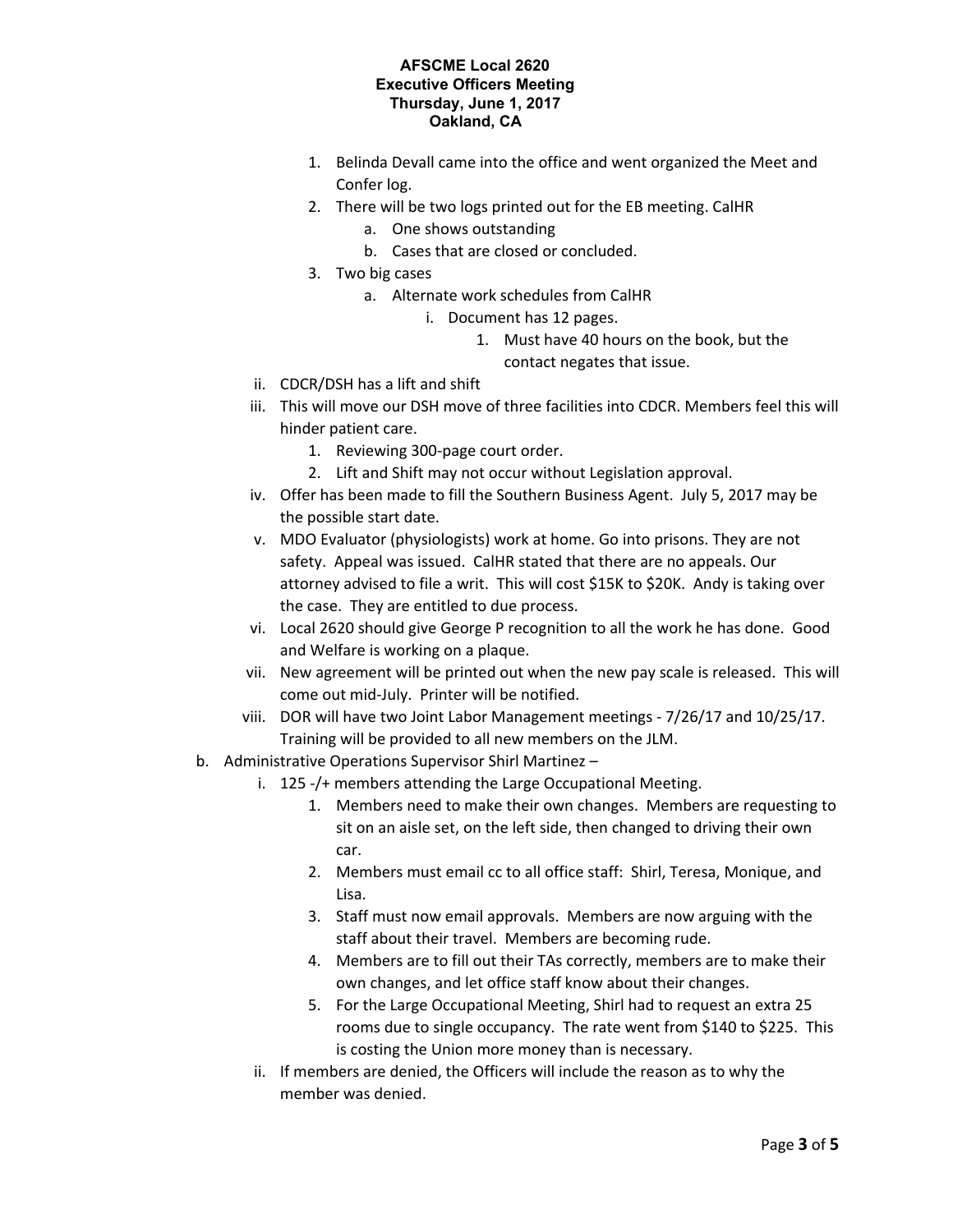**AFSCME Local 2620**
**Executive Officers Meeting**
**Thursday, June 1, 2017**
**Oakland, CA**

1. Belinda Devall came into the office and went organized the Meet and Confer log.
2. There will be two logs printed out for the EB meeting. CalHR
   a. One shows outstanding
   b. Cases that are closed or concluded.
3. Two big cases
   a. Alternate work schedules from CalHR
      i. Document has 12 pages.
         1. Must have 40 hours on the book, but the contact negates that issue.

ii. CDCR/DSH has a lift and shift

iii. This will move our DSH move of three facilities into CDCR. Members feel this will hinder patient care.
   1. Reviewing 300-page court order.
   2. Lift and Shift may not occur without Legislation approval.

iv. Offer has been made to fill the Southern Business Agent. July 5, 2017 may be the possible start date.

v. MDO Evaluator (physiologists) work at home. Go into prisons. They are not safety. Appeal was issued. CalHR stated that there are no appeals. Our attorney advised to file a writ. This will cost $15K to $20K. Andy is taking over the case. They are entitled to due process.

vi. Local 2620 should give George P recognition to all the work he has done. Good and Welfare is working on a plaque.

vii. New agreement will be printed out when the new pay scale is released. This will come out mid-July. Printer will be notified.

viii. DOR will have two Joint Labor Management meetings - 7/26/17 and 10/25/17. Training will be provided to all new members on the JLM.

b. Administrative Operations Supervisor Shirl Martinez –

   i. 125 -/+ members attending the Large Occupational Meeting.
      1. Members need to make their own changes. Members are requesting to sit on an aisle set, on the left side, then changed to driving their own car.
      2. Members must email cc to all office staff: Shirl, Teresa, Monique, and Lisa.
      3. Staff must now email approvals. Members are now arguing with the staff about their travel. Members are becoming rude.
      4. Members are to fill out their TAs correctly, members are to make their own changes, and let office staff know about their changes.
      5. For the Large Occupational Meeting, Shirl had to request an extra 25 rooms due to single occupancy. The rate went from $140 to $225. This is costing the Union more money than is necessary.

   ii. If members are denied, the Officers will include the reason as to why the member was denied.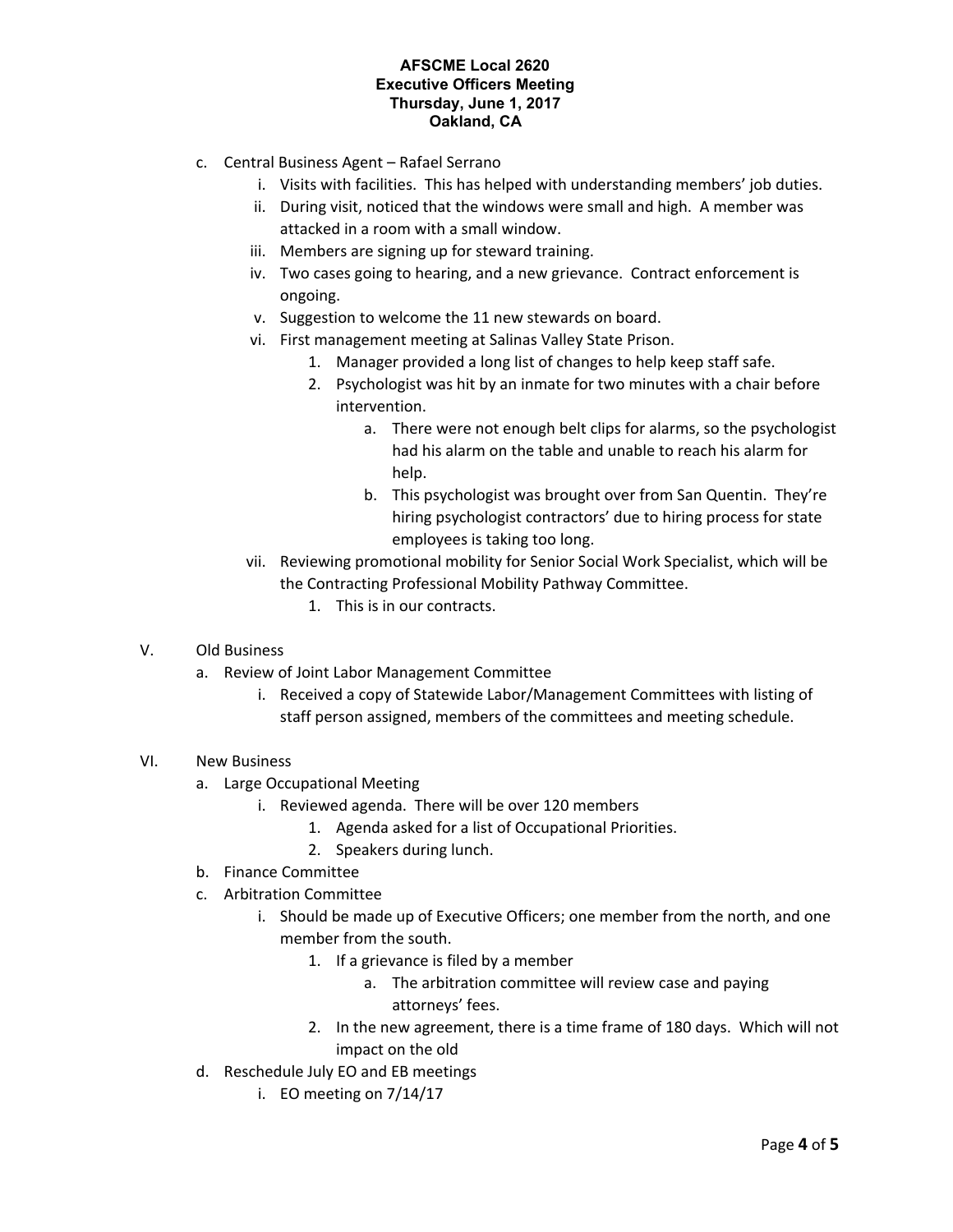**AFSCME Local 2620**
**Executive Officers Meeting**
**Thursday, June 1, 2017**
**Oakland, CA**

- c. Central Business Agent – Rafael Serrano
  - i. Visits with facilities. This has helped with understanding members' job duties.
  - ii. During visit, noticed that the windows were small and high. A member was attacked in a room with a small window.
  - iii. Members are signing up for steward training.
  - iv. Two cases going to hearing, and a new grievance. Contract enforcement is ongoing.
  - v. Suggestion to welcome the 11 new stewards on board.
  - vi. First management meeting at Salinas Valley State Prison.
    1. Manager provided a long list of changes to help keep staff safe.
    2. Psychologist was hit by an inmate for two minutes with a chair before intervention.
       - a. There were not enough belt clips for alarms, so the psychologist had his alarm on the table and unable to reach his alarm for help.
       - b. This psychologist was brought over from San Quentin. They're hiring psychologist contractors' due to hiring process for state employees is taking too long.
  - vii. Reviewing promotional mobility for Senior Social Work Specialist, which will be the Contracting Professional Mobility Pathway Committee.
    1. This is in our contracts.

V. Old Business

- a. Review of Joint Labor Management Committee
  - i. Received a copy of Statewide Labor/Management Committees with listing of staff person assigned, members of the committees and meeting schedule.

VI. New Business

- a. Large Occupational Meeting
  - i. Reviewed agenda. There will be over 120 members
    1. Agenda asked for a list of Occupational Priorities.
    2. Speakers during lunch.
- b. Finance Committee
- c. Arbitration Committee
  - i. Should be made up of Executive Officers; one member from the north, and one member from the south.
    1. If a grievance is filed by a member
       - a. The arbitration committee will review case and paying attorneys' fees.
    2. In the new agreement, there is a time frame of 180 days. Which will not impact on the old
- d. Reschedule July EO and EB meetings
  - i. EO meeting on 7/14/17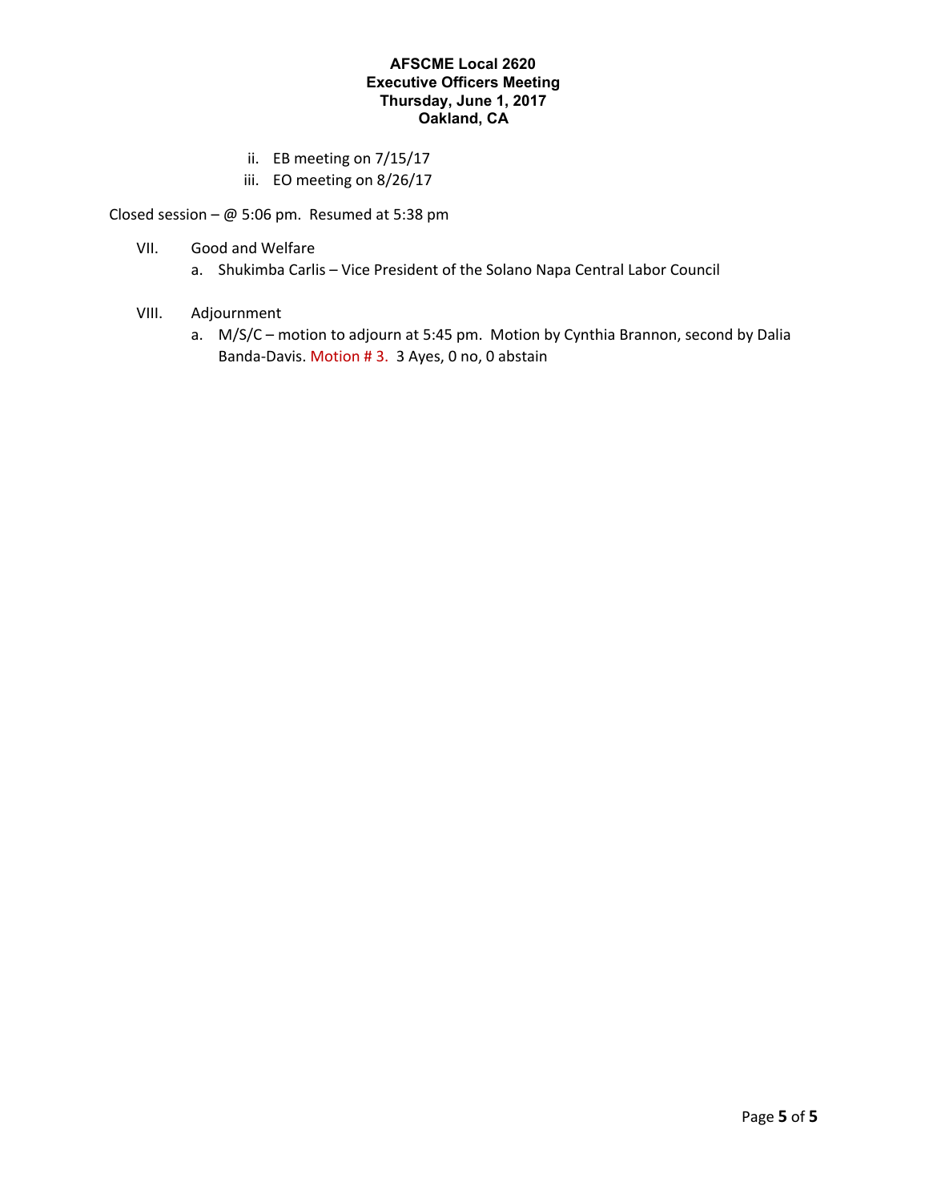ii. EB meeting on 7/15/17
iii. EO meeting on 8/26/17

Closed session – @ 5:06 pm. Resumed at 5:38 pm

VII. Good and Welfare
   a. Shukimba Carlis – Vice President of the Solano Napa Central Labor Council

VIII. Adjournment
   a. M/S/C – motion to adjourn at 5:45 pm. Motion by Cynthia Brannon, second by Dalia Banda-Davis. Motion # 3. 3 Ayes, 0 no, 0 abstain